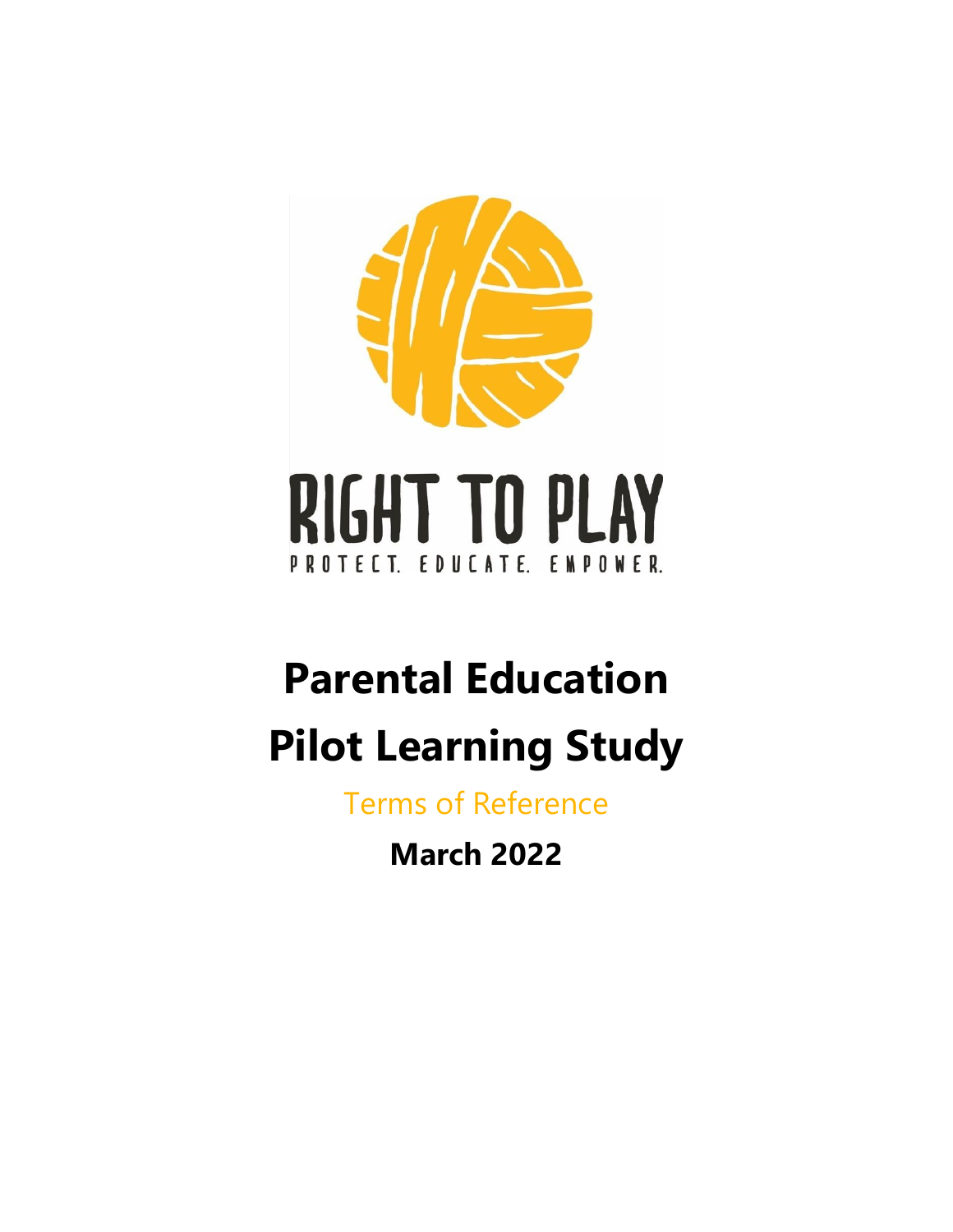RIGHT TO PLAY

PROTECT. EDUCATE. EMPOWER.

# Parental Education Pilot Learning Study

Terms of Reference

**March 2022**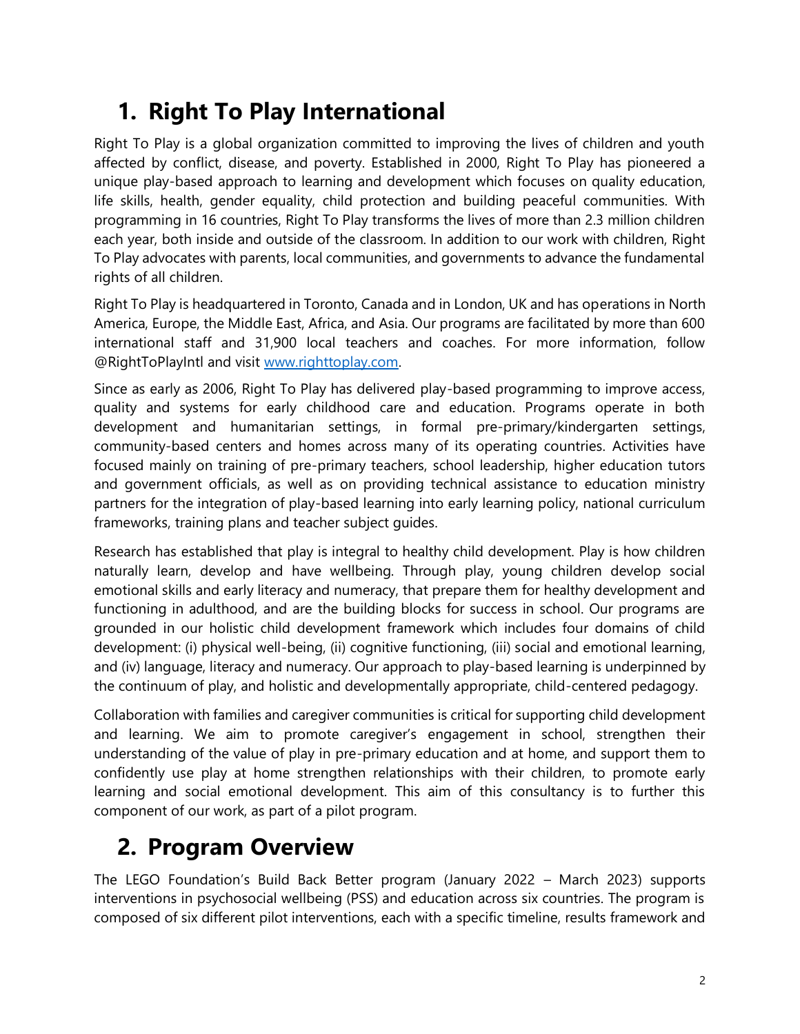# 1. Right To Play International

Right To Play is a global organization committed to improving the lives of children and youth affected by conflict, disease, and poverty. Established in 2000, Right To Play has pioneered a unique play-based approach to learning and development which focuses on quality education, life skills, health, gender equality, child protection and building peaceful communities. With programming in 16 countries, Right To Play transforms the lives of more than 2.3 million children each year, both inside and outside of the classroom. In addition to our work with children, Right To Play advocates with parents, local communities, and governments to advance the fundamental rights of all children.

Right To Play is headquartered in Toronto, Canada and in London, UK and has operations in North America, Europe, the Middle East, Africa, and Asia. Our programs are facilitated by more than 600 international staff and 31,900 local teachers and coaches. For more information, follow @RightToPlayIntl and visit [www.righttoplay.com](www.righttoplay.com).

Since as early as 2006, Right To Play has delivered play-based programming to improve access, quality and systems for early childhood care and education. Programs operate in both development and humanitarian settings, in formal pre-primary/kindergarten settings, community-based centers and homes across many of its operating countries. Activities have focused mainly on training of pre-primary teachers, school leadership, higher education tutors and government officials, as well as on providing technical assistance to education ministry partners for the integration of play-based learning into early learning policy, national curriculum frameworks, training plans and teacher subject guides.

Research has established that play is integral to healthy child development. Play is how children naturally learn, develop and have wellbeing. Through play, young children develop social emotional skills and early literacy and numeracy, that prepare them for healthy development and functioning in adulthood, and are the building blocks for success in school. Our programs are grounded in our holistic child development framework which includes four domains of child development: (i) physical well-being, (ii) cognitive functioning, (iii) social and emotional learning, and (iv) language, literacy and numeracy. Our approach to play-based learning is underpinned by the continuum of play, and holistic and developmentally appropriate, child-centered pedagogy.

Collaboration with families and caregiver communities is critical for supporting child development and learning. We aim to promote caregiver's engagement in school, strengthen their understanding of the value of play in pre-primary education and at home, and support them to confidently use play at home strengthen relationships with their children, to promote early learning and social emotional development. This aim of this consultancy is to further this component of our work, as part of a pilot program.

# 2. Program Overview

The LEGO Foundation's Build Back Better program (January 2022 – March 2023) supports interventions in psychosocial wellbeing (PSS) and education across six countries. The program is composed of six different pilot interventions, each with a specific timeline, results framework and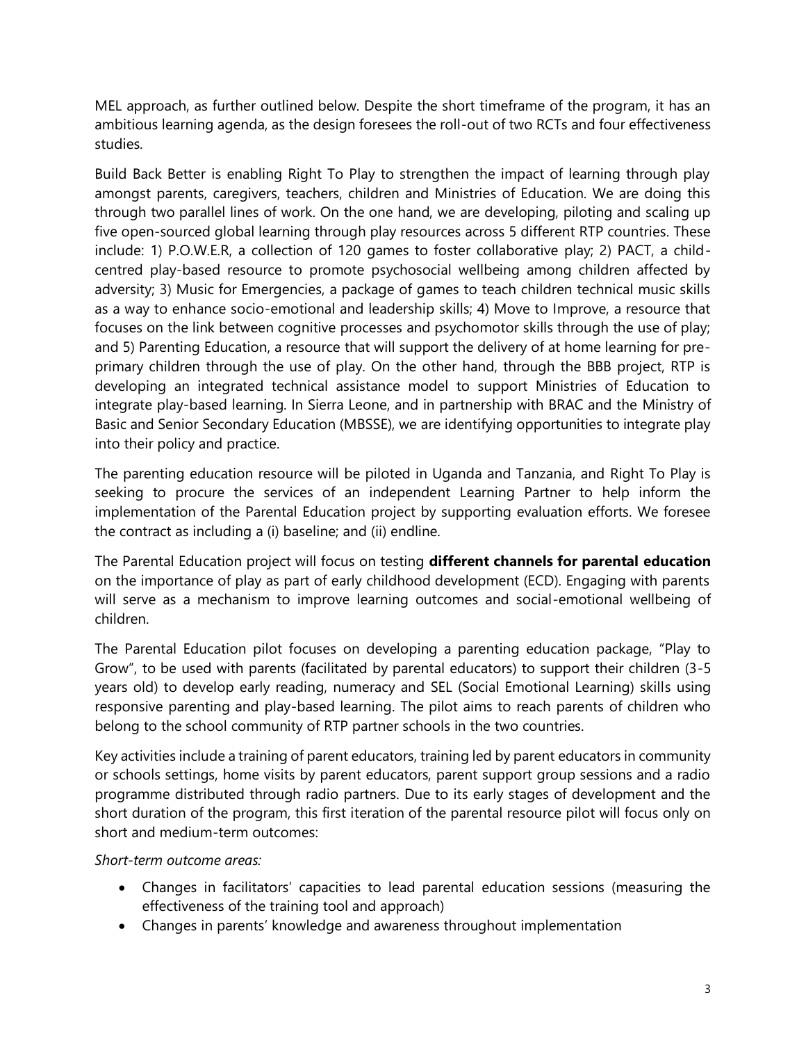MEL approach, as further outlined below. Despite the short timeframe of the program, it has an ambitious learning agenda, as the design foresees the roll-out of two RCTs and four effectiveness studies.

Build Back Better is enabling Right To Play to strengthen the impact of learning through play amongst parents, caregivers, teachers, children and Ministries of Education. We are doing this through two parallel lines of work. On the one hand, we are developing, piloting and scaling up five open-sourced global learning through play resources across 5 different RTP countries. These include: 1) P.O.W.E.R, a collection of 120 games to foster collaborative play; 2) PACT, a child-centred play-based resource to promote psychosocial wellbeing among children affected by adversity; 3) Music for Emergencies, a package of games to teach children technical music skills as a way to enhance socio-emotional and leadership skills; 4) Move to Improve, a resource that focuses on the link between cognitive processes and psychomotor skills through the use of play; and 5) Parenting Education, a resource that will support the delivery of at home learning for pre-primary children through the use of play. On the other hand, through the BBB project, RTP is developing an integrated technical assistance model to support Ministries of Education to integrate play-based learning. In Sierra Leone, and in partnership with BRAC and the Ministry of Basic and Senior Secondary Education (MBSSE), we are identifying opportunities to integrate play into their policy and practice.

The parenting education resource will be piloted in Uganda and Tanzania, and Right To Play is seeking to procure the services of an independent Learning Partner to help inform the implementation of the Parental Education project by supporting evaluation efforts. We foresee the contract as including a (i) baseline; and (ii) endline.

The Parental Education project will focus on testing **different channels for parental education** on the importance of play as part of early childhood development (ECD). Engaging with parents will serve as a mechanism to improve learning outcomes and social-emotional wellbeing of children.

The Parental Education pilot focuses on developing a parenting education package, "Play to Grow", to be used with parents (facilitated by parental educators) to support their children (3-5 years old) to develop early reading, numeracy and SEL (Social Emotional Learning) skills using responsive parenting and play-based learning. The pilot aims to reach parents of children who belong to the school community of RTP partner schools in the two countries.

Key activities include a training of parent educators, training led by parent educators in community or schools settings, home visits by parent educators, parent support group sessions and a radio programme distributed through radio partners. Due to its early stages of development and the short duration of the program, this first iteration of the parental resource pilot will focus only on short and medium-term outcomes:

*Short-term outcome areas:*

- Changes in facilitators' capacities to lead parental education sessions (measuring the effectiveness of the training tool and approach)
- Changes in parents' knowledge and awareness throughout implementation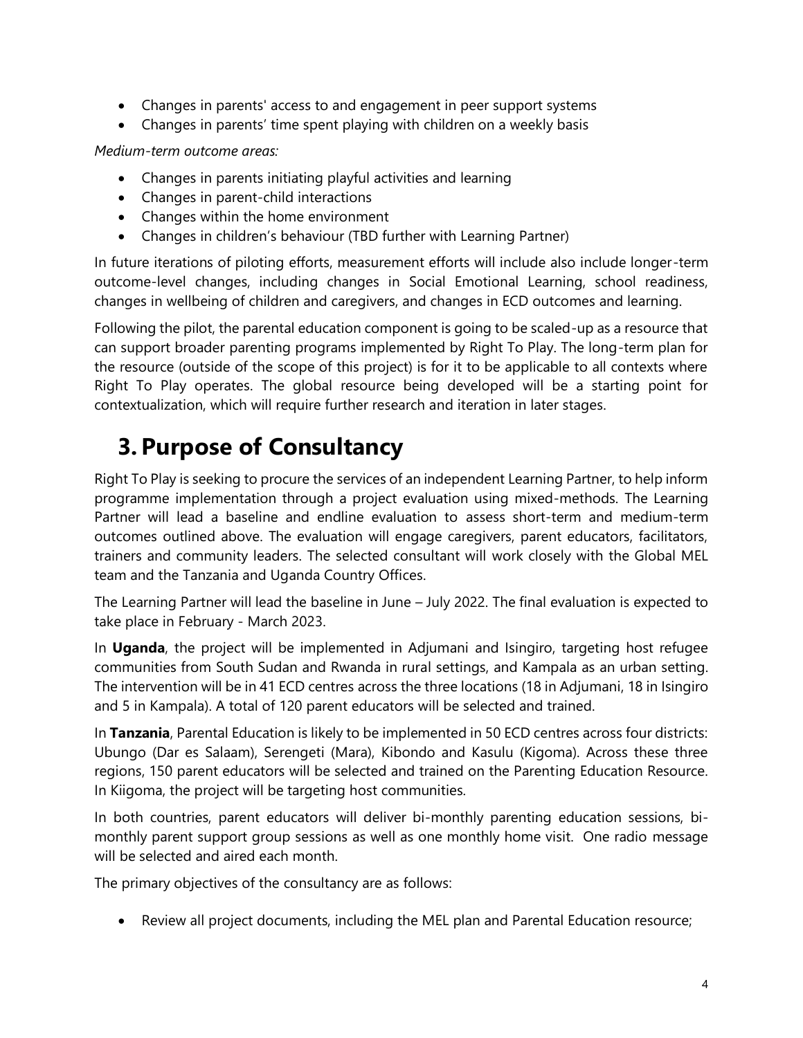- Changes in parents' access to and engagement in peer support systems
- Changes in parents' time spent playing with children on a weekly basis

*Medium-term outcome areas:*

- Changes in parents initiating playful activities and learning
- Changes in parent-child interactions
- Changes within the home environment
- Changes in children's behaviour (TBD further with Learning Partner)

In future iterations of piloting efforts, measurement efforts will include also include longer-term outcome-level changes, including changes in Social Emotional Learning, school readiness, changes in wellbeing of children and caregivers, and changes in ECD outcomes and learning.

Following the pilot, the parental education component is going to be scaled-up as a resource that can support broader parenting programs implemented by Right To Play. The long-term plan for the resource (outside of the scope of this project) is for it to be applicable to all contexts where Right To Play operates. The global resource being developed will be a starting point for contextualization, which will require further research and iteration in later stages.

# 3. Purpose of Consultancy

Right To Play is seeking to procure the services of an independent Learning Partner, to help inform programme implementation through a project evaluation using mixed-methods. The Learning Partner will lead a baseline and endline evaluation to assess short-term and medium-term outcomes outlined above. The evaluation will engage caregivers, parent educators, facilitators, trainers and community leaders. The selected consultant will work closely with the Global MEL team and the Tanzania and Uganda Country Offices.

The Learning Partner will lead the baseline in June – July 2022. The final evaluation is expected to take place in February - March 2023.

In **Uganda**, the project will be implemented in Adjumani and Isingiro, targeting host refugee communities from South Sudan and Rwanda in rural settings, and Kampala as an urban setting. The intervention will be in 41 ECD centres across the three locations (18 in Adjumani, 18 in Isingiro and 5 in Kampala). A total of 120 parent educators will be selected and trained.

In **Tanzania**, Parental Education is likely to be implemented in 50 ECD centres across four districts: Ubungo (Dar es Salaam), Serengeti (Mara), Kibondo and Kasulu (Kigoma). Across these three regions, 150 parent educators will be selected and trained on the Parenting Education Resource. In Kiigoma, the project will be targeting host communities.

In both countries, parent educators will deliver bi-monthly parenting education sessions, bi-monthly parent support group sessions as well as one monthly home visit. One radio message will be selected and aired each month.

The primary objectives of the consultancy are as follows:

- Review all project documents, including the MEL plan and Parental Education resource;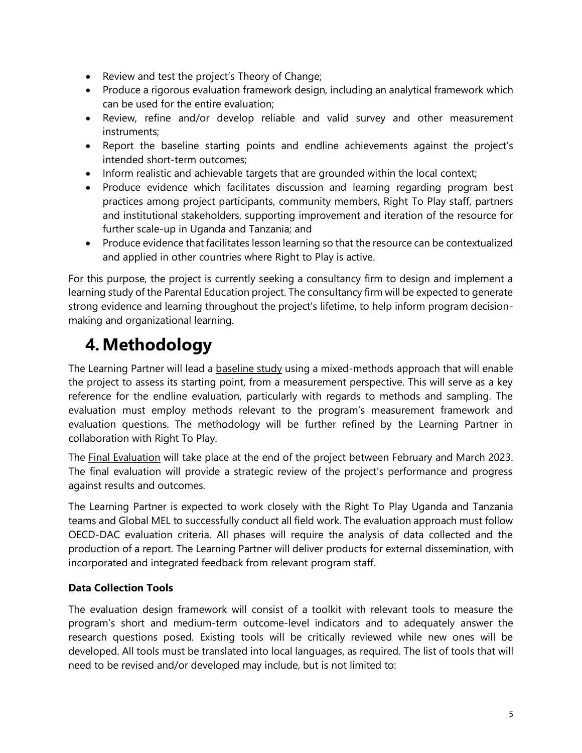- Review and test the project's Theory of Change;
- Produce a rigorous evaluation framework design, including an analytical framework which can be used for the entire evaluation;
- Review, refine and/or develop reliable and valid survey and other measurement instruments;
- Report the baseline starting points and endline achievements against the project's intended short-term outcomes;
- Inform realistic and achievable targets that are grounded within the local context;
- Produce evidence which facilitates discussion and learning regarding program best practices among project participants, community members, Right To Play staff, partners and institutional stakeholders, supporting improvement and iteration of the resource for further scale-up in Uganda and Tanzania; and
- Produce evidence that facilitates lesson learning so that the resource can be contextualized and applied in other countries where Right to Play is active.

For this purpose, the project is currently seeking a consultancy firm to design and implement a learning study of the Parental Education project. The consultancy firm will be expected to generate strong evidence and learning throughout the project's lifetime, to help inform program decision-making and organizational learning.

# 4. Methodology

The Learning Partner will lead a baseline study using a mixed-methods approach that will enable the project to assess its starting point, from a measurement perspective. This will serve as a key reference for the endline evaluation, particularly with regards to methods and sampling. The evaluation must employ methods relevant to the program's measurement framework and evaluation questions. The methodology will be further refined by the Learning Partner in collaboration with Right To Play.

The Final Evaluation will take place at the end of the project between February and March 2023. The final evaluation will provide a strategic review of the project's performance and progress against results and outcomes.

The Learning Partner is expected to work closely with the Right To Play Uganda and Tanzania teams and Global MEL to successfully conduct all field work. The evaluation approach must follow OECD-DAC evaluation criteria. All phases will require the analysis of data collected and the production of a report. The Learning Partner will deliver products for external dissemination, with incorporated and integrated feedback from relevant program staff.

**Data Collection Tools**

The evaluation design framework will consist of a toolkit with relevant tools to measure the program's short and medium-term outcome-level indicators and to adequately answer the research questions posed. Existing tools will be critically reviewed while new ones will be developed. All tools must be translated into local languages, as required. The list of tools that will need to be revised and/or developed may include, but is not limited to: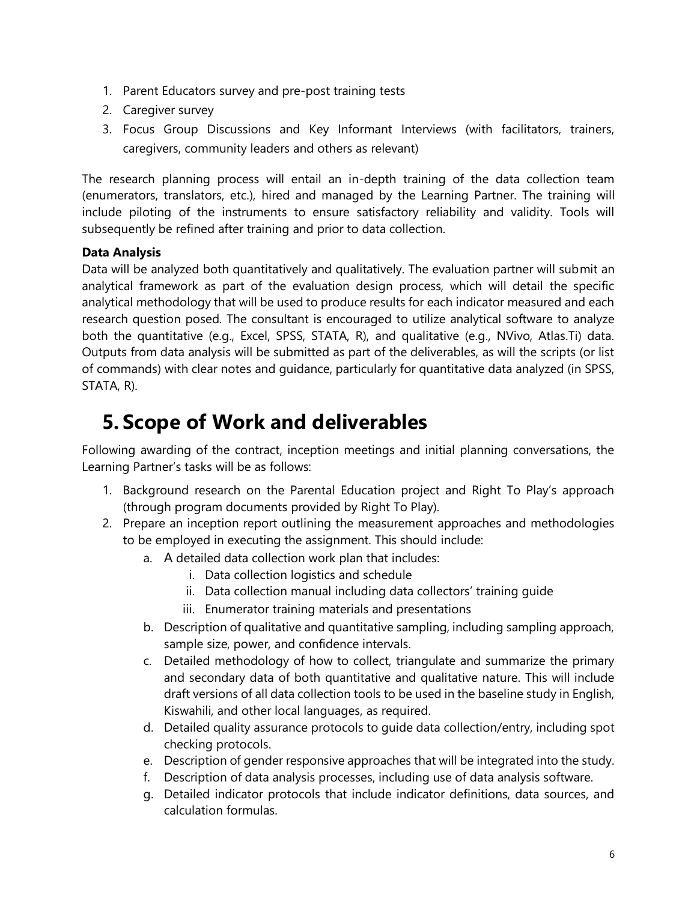1. Parent Educators survey and pre-post training tests
2. Caregiver survey
3. Focus Group Discussions and Key Informant Interviews (with facilitators, trainers, caregivers, community leaders and others as relevant)

The research planning process will entail an in-depth training of the data collection team (enumerators, translators, etc.), hired and managed by the Learning Partner. The training will include piloting of the instruments to ensure satisfactory reliability and validity. Tools will subsequently be refined after training and prior to data collection.

**Data Analysis**

Data will be analyzed both quantitatively and qualitatively. The evaluation partner will submit an analytical framework as part of the evaluation design process, which will detail the specific analytical methodology that will be used to produce results for each indicator measured and each research question posed. The consultant is encouraged to utilize analytical software to analyze both the quantitative (e.g., Excel, SPSS, STATA, R), and qualitative (e.g., NVivo, Atlas.Ti) data. Outputs from data analysis will be submitted as part of the deliverables, as will the scripts (or list of commands) with clear notes and guidance, particularly for quantitative data analyzed (in SPSS, STATA, R).

# 5. Scope of Work and deliverables

Following awarding of the contract, inception meetings and initial planning conversations, the Learning Partner's tasks will be as follows:

1. Background research on the Parental Education project and Right To Play's approach (through program documents provided by Right To Play).
2. Prepare an inception report outlining the measurement approaches and methodologies to be employed in executing the assignment. This should include:
   a. A detailed data collection work plan that includes:
      i. Data collection logistics and schedule
      ii. Data collection manual including data collectors' training guide
      iii. Enumerator training materials and presentations
   b. Description of qualitative and quantitative sampling, including sampling approach, sample size, power, and confidence intervals.
   c. Detailed methodology of how to collect, triangulate and summarize the primary and secondary data of both quantitative and qualitative nature. This will include draft versions of all data collection tools to be used in the baseline study in English, Kiswahili, and other local languages, as required.
   d. Detailed quality assurance protocols to guide data collection/entry, including spot checking protocols.
   e. Description of gender responsive approaches that will be integrated into the study.
   f. Description of data analysis processes, including use of data analysis software.
   g. Detailed indicator protocols that include indicator definitions, data sources, and calculation formulas.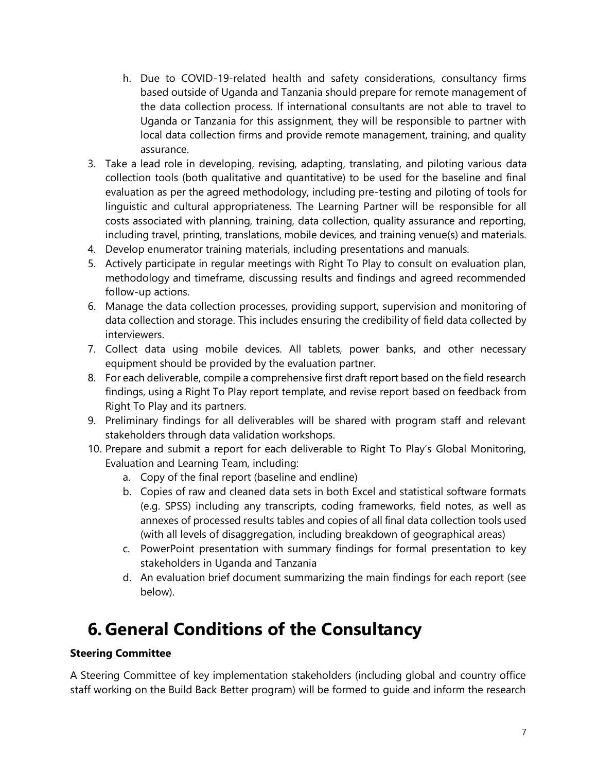h. Due to COVID-19-related health and safety considerations, consultancy firms based outside of Uganda and Tanzania should prepare for remote management of the data collection process. If international consultants are not able to travel to Uganda or Tanzania for this assignment, they will be responsible to partner with local data collection firms and provide remote management, training, and quality assurance.

3. Take a lead role in developing, revising, adapting, translating, and piloting various data collection tools (both qualitative and quantitative) to be used for the baseline and final evaluation as per the agreed methodology, including pre-testing and piloting of tools for linguistic and cultural appropriateness. The Learning Partner will be responsible for all costs associated with planning, training, data collection, quality assurance and reporting, including travel, printing, translations, mobile devices, and training venue(s) and materials.
4. Develop enumerator training materials, including presentations and manuals.
5. Actively participate in regular meetings with Right To Play to consult on evaluation plan, methodology and timeframe, discussing results and findings and agreed recommended follow-up actions.
6. Manage the data collection processes, providing support, supervision and monitoring of data collection and storage. This includes ensuring the credibility of field data collected by interviewers.
7. Collect data using mobile devices. All tablets, power banks, and other necessary equipment should be provided by the evaluation partner.
8. For each deliverable, compile a comprehensive first draft report based on the field research findings, using a Right To Play report template, and revise report based on feedback from Right To Play and its partners.
9. Preliminary findings for all deliverables will be shared with program staff and relevant stakeholders through data validation workshops.
10. Prepare and submit a report for each deliverable to Right To Play's Global Monitoring, Evaluation and Learning Team, including:
    a. Copy of the final report (baseline and endline)
    b. Copies of raw and cleaned data sets in both Excel and statistical software formats (e.g. SPSS) including any transcripts, coding frameworks, field notes, as well as annexes of processed results tables and copies of all final data collection tools used (with all levels of disaggregation, including breakdown of geographical areas)
    c. PowerPoint presentation with summary findings for formal presentation to key stakeholders in Uganda and Tanzania
    d. An evaluation brief document summarizing the main findings for each report (see below).

# 6. General Conditions of the Consultancy

**Steering Committee**

A Steering Committee of key implementation stakeholders (including global and country office staff working on the Build Back Better program) will be formed to guide and inform the research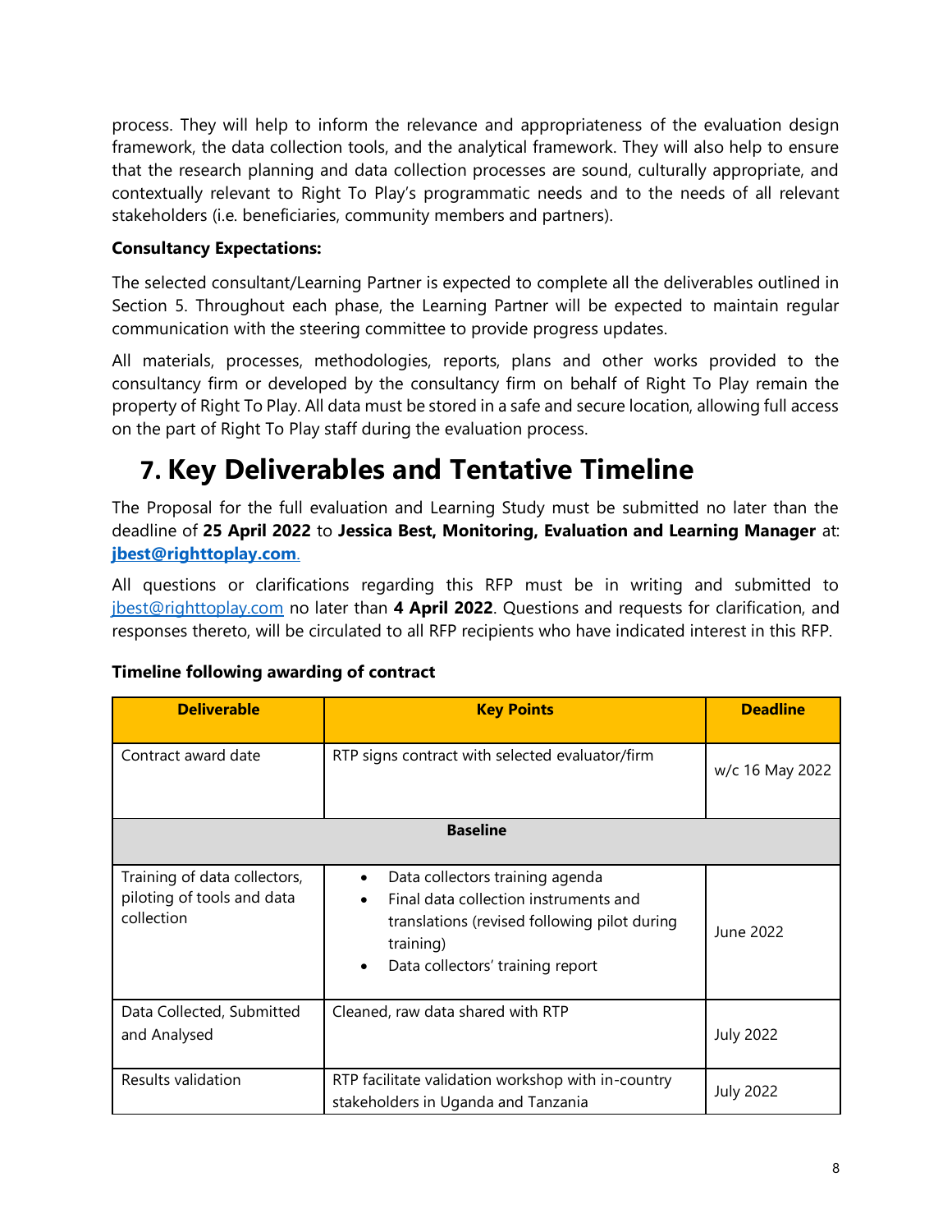process. They will help to inform the relevance and appropriateness of the evaluation design framework, the data collection tools, and the analytical framework. They will also help to ensure that the research planning and data collection processes are sound, culturally appropriate, and contextually relevant to Right To Play's programmatic needs and to the needs of all relevant stakeholders (i.e. beneficiaries, community members and partners).

**Consultancy Expectations:**

The selected consultant/Learning Partner is expected to complete all the deliverables outlined in Section 5. Throughout each phase, the Learning Partner will be expected to maintain regular communication with the steering committee to provide progress updates.

All materials, processes, methodologies, reports, plans and other works provided to the consultancy firm or developed by the consultancy firm on behalf of Right To Play remain the property of Right To Play. All data must be stored in a safe and secure location, allowing full access on the part of Right To Play staff during the evaluation process.

# 7. Key Deliverables and Tentative Timeline

The Proposal for the full evaluation and Learning Study must be submitted no later than the deadline of **25 April 2022** to **Jessica Best, Monitoring, Evaluation and Learning Manager** at: **jbest@righttoplay.com**.

All questions or clarifications regarding this RFP must be in writing and submitted to jbest@righttoplay.com no later than **4 April 2022**. Questions and requests for clarification, and responses thereto, will be circulated to all RFP recipients who have indicated interest in this RFP.

**Timeline following awarding of contract**

| Deliverable | Key Points | Deadline |
|---|---|---|
| Contract award date | RTP signs contract with selected evaluator/firm | w/c 16 May 2022 |
| | **Baseline** | |
| Training of data collectors, piloting of tools and data collection | • Data collectors training agenda<br>• Final data collection instruments and translations (revised following pilot during training)<br>• Data collectors' training report | June 2022 |
| Data Collected, Submitted and Analysed | Cleaned, raw data shared with RTP | July 2022 |
| Results validation | RTP facilitate validation workshop with in-country stakeholders in Uganda and Tanzania | July 2022 |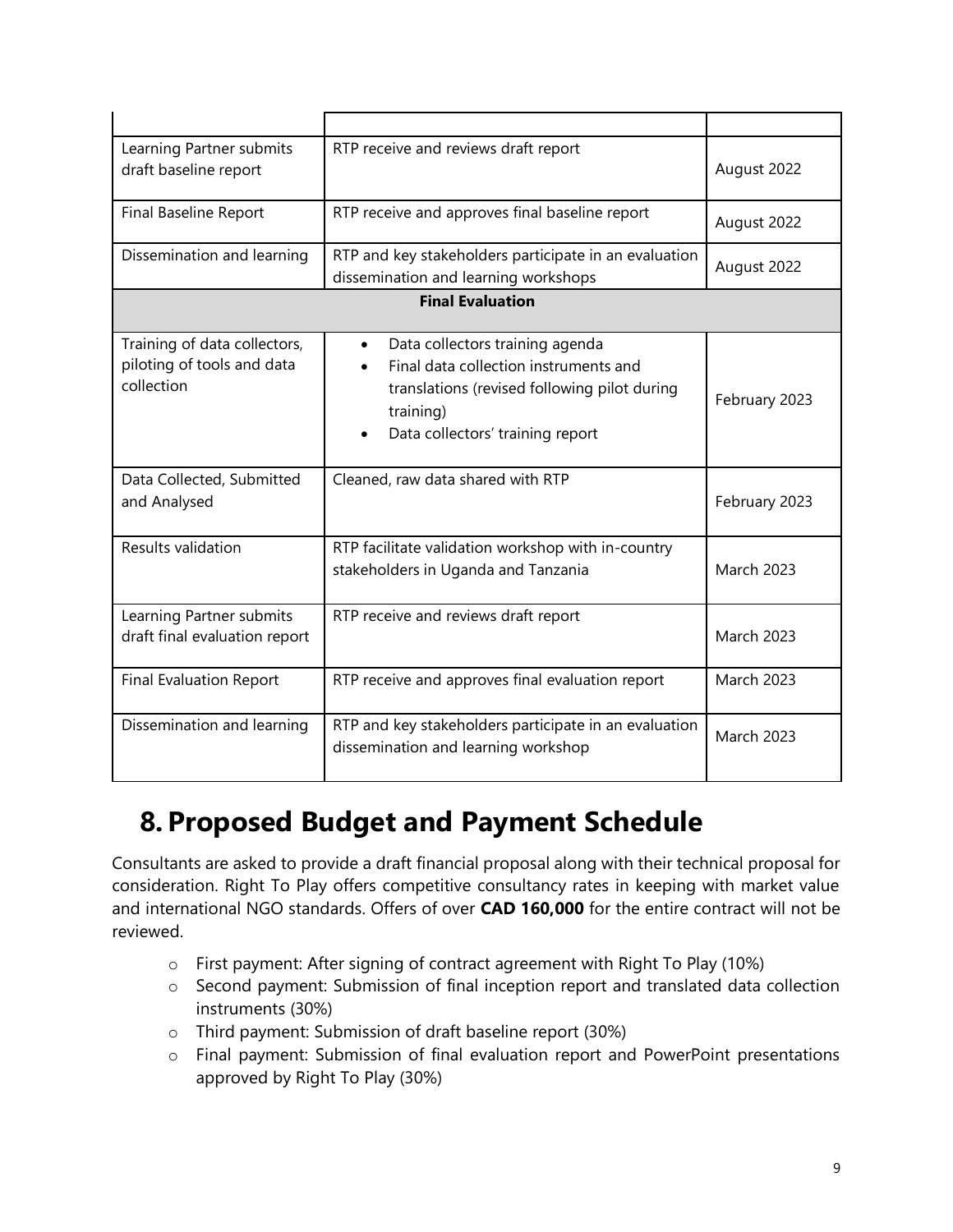| | | |
|---|---|---|
| Learning Partner submits draft baseline report | RTP receive and reviews draft report | August 2022 |
| Final Baseline Report | RTP receive and approves final baseline report | August 2022 |
| Dissemination and learning | RTP and key stakeholders participate in an evaluation dissemination and learning workshops | August 2022 |
| **Final Evaluation** | | |
| Training of data collectors, piloting of tools and data collection | • Data collectors training agenda<br>• Final data collection instruments and translations (revised following pilot during training)<br>• Data collectors' training report | February 2023 |
| Data Collected, Submitted and Analysed | Cleaned, raw data shared with RTP | February 2023 |
| Results validation | RTP facilitate validation workshop with in-country stakeholders in Uganda and Tanzania | March 2023 |
| Learning Partner submits draft final evaluation report | RTP receive and reviews draft report | March 2023 |
| Final Evaluation Report | RTP receive and approves final evaluation report | March 2023 |
| Dissemination and learning | RTP and key stakeholders participate in an evaluation dissemination and learning workshop | March 2023 |

# 8. Proposed Budget and Payment Schedule

Consultants are asked to provide a draft financial proposal along with their technical proposal for consideration. Right To Play offers competitive consultancy rates in keeping with market value and international NGO standards. Offers of over **CAD 160,000** for the entire contract will not be reviewed.

- First payment: After signing of contract agreement with Right To Play (10%)
- Second payment: Submission of final inception report and translated data collection instruments (30%)
- Third payment: Submission of draft baseline report (30%)
- Final payment: Submission of final evaluation report and PowerPoint presentations approved by Right To Play (30%)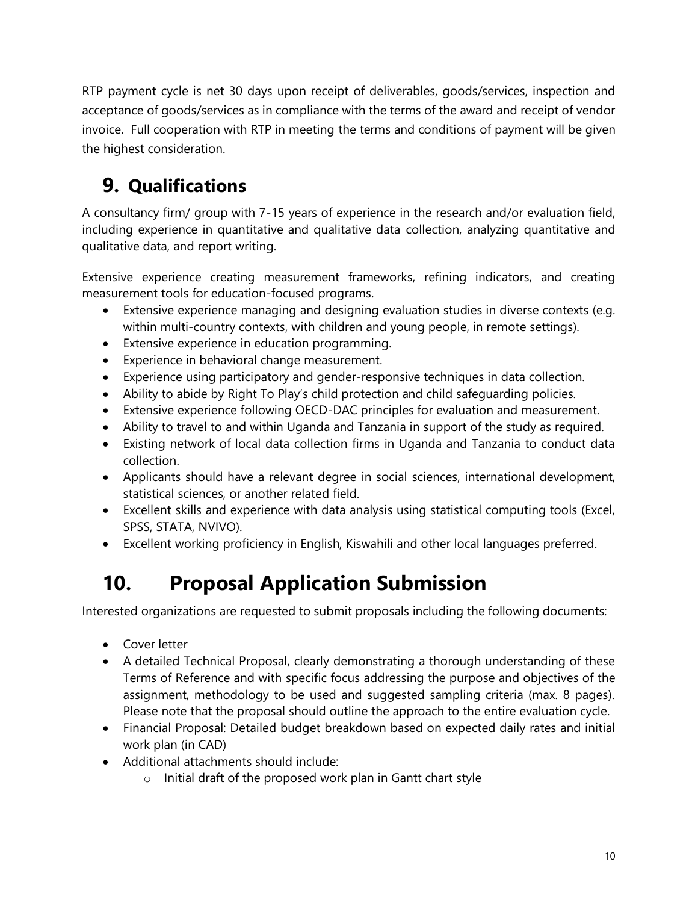RTP payment cycle is net 30 days upon receipt of deliverables, goods/services, inspection and acceptance of goods/services as in compliance with the terms of the award and receipt of vendor invoice. Full cooperation with RTP in meeting the terms and conditions of payment will be given the highest consideration.

## 9. Qualifications

A consultancy firm/ group with 7-15 years of experience in the research and/or evaluation field, including experience in quantitative and qualitative data collection, analyzing quantitative and qualitative data, and report writing.

Extensive experience creating measurement frameworks, refining indicators, and creating measurement tools for education-focused programs.

- Extensive experience managing and designing evaluation studies in diverse contexts (e.g. within multi-country contexts, with children and young people, in remote settings).
- Extensive experience in education programming.
- Experience in behavioral change measurement.
- Experience using participatory and gender-responsive techniques in data collection.
- Ability to abide by Right To Play's child protection and child safeguarding policies.
- Extensive experience following OECD-DAC principles for evaluation and measurement.
- Ability to travel to and within Uganda and Tanzania in support of the study as required.
- Existing network of local data collection firms in Uganda and Tanzania to conduct data collection.
- Applicants should have a relevant degree in social sciences, international development, statistical sciences, or another related field.
- Excellent skills and experience with data analysis using statistical computing tools (Excel, SPSS, STATA, NVIVO).
- Excellent working proficiency in English, Kiswahili and other local languages preferred.

## 10. Proposal Application Submission

Interested organizations are requested to submit proposals including the following documents:

- Cover letter
- A detailed Technical Proposal, clearly demonstrating a thorough understanding of these Terms of Reference and with specific focus addressing the purpose and objectives of the assignment, methodology to be used and suggested sampling criteria (max. 8 pages). Please note that the proposal should outline the approach to the entire evaluation cycle.
- Financial Proposal: Detailed budget breakdown based on expected daily rates and initial work plan (in CAD)
- Additional attachments should include:
  - Initial draft of the proposed work plan in Gantt chart style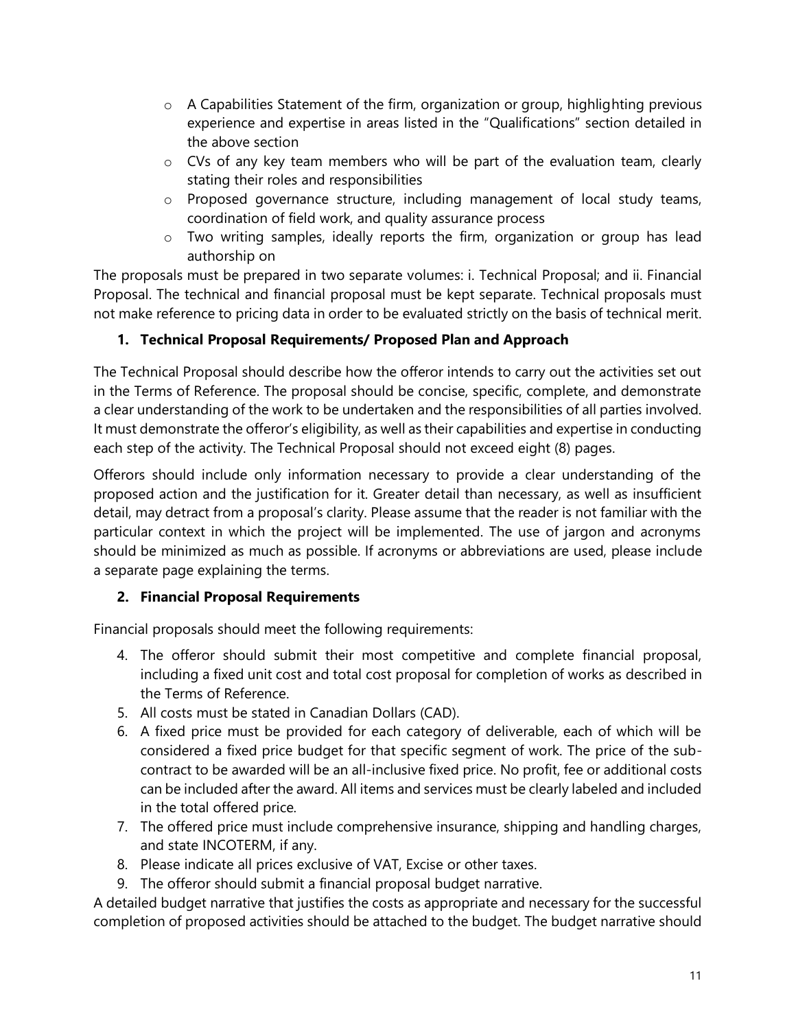- A Capabilities Statement of the firm, organization or group, highlighting previous experience and expertise in areas listed in the "Qualifications" section detailed in the above section
- CVs of any key team members who will be part of the evaluation team, clearly stating their roles and responsibilities
- Proposed governance structure, including management of local study teams, coordination of field work, and quality assurance process
- Two writing samples, ideally reports the firm, organization or group has lead authorship on

The proposals must be prepared in two separate volumes: i. Technical Proposal; and ii. Financial Proposal. The technical and financial proposal must be kept separate. Technical proposals must not make reference to pricing data in order to be evaluated strictly on the basis of technical merit.

### 1. Technical Proposal Requirements/ Proposed Plan and Approach

The Technical Proposal should describe how the offeror intends to carry out the activities set out in the Terms of Reference. The proposal should be concise, specific, complete, and demonstrate a clear understanding of the work to be undertaken and the responsibilities of all parties involved. It must demonstrate the offeror's eligibility, as well as their capabilities and expertise in conducting each step of the activity. The Technical Proposal should not exceed eight (8) pages.

Offerors should include only information necessary to provide a clear understanding of the proposed action and the justification for it. Greater detail than necessary, as well as insufficient detail, may detract from a proposal's clarity. Please assume that the reader is not familiar with the particular context in which the project will be implemented. The use of jargon and acronyms should be minimized as much as possible. If acronyms or abbreviations are used, please include a separate page explaining the terms.

### 2. Financial Proposal Requirements

Financial proposals should meet the following requirements:

4. The offeror should submit their most competitive and complete financial proposal, including a fixed unit cost and total cost proposal for completion of works as described in the Terms of Reference.
5. All costs must be stated in Canadian Dollars (CAD).
6. A fixed price must be provided for each category of deliverable, each of which will be considered a fixed price budget for that specific segment of work. The price of the sub-contract to be awarded will be an all-inclusive fixed price. No profit, fee or additional costs can be included after the award. All items and services must be clearly labeled and included in the total offered price.
7. The offered price must include comprehensive insurance, shipping and handling charges, and state INCOTERM, if any.
8. Please indicate all prices exclusive of VAT, Excise or other taxes.
9. The offeror should submit a financial proposal budget narrative.

A detailed budget narrative that justifies the costs as appropriate and necessary for the successful completion of proposed activities should be attached to the budget. The budget narrative should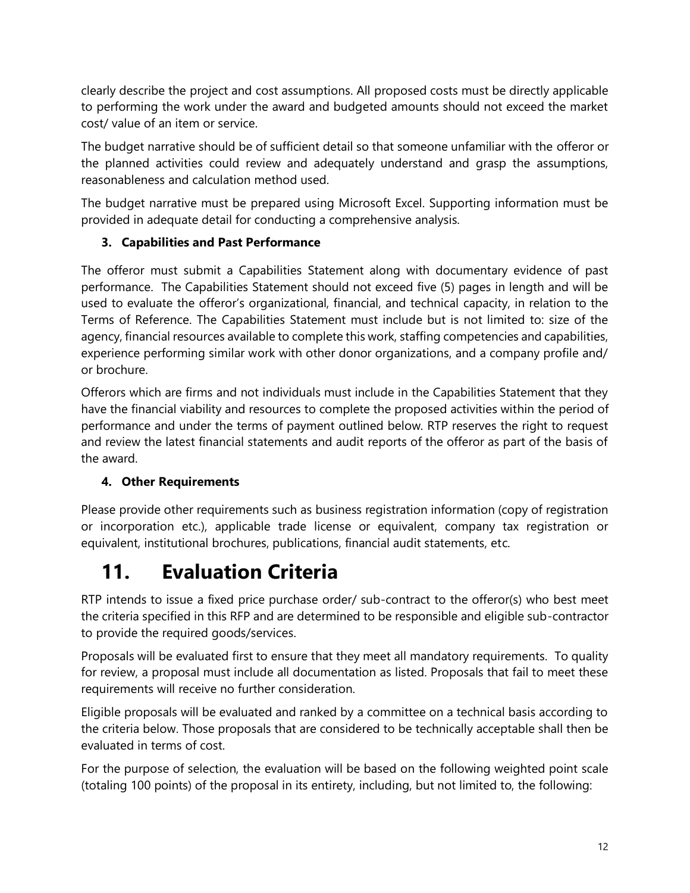clearly describe the project and cost assumptions. All proposed costs must be directly applicable to performing the work under the award and budgeted amounts should not exceed the market cost/ value of an item or service.

The budget narrative should be of sufficient detail so that someone unfamiliar with the offeror or the planned activities could review and adequately understand and grasp the assumptions, reasonableness and calculation method used.

The budget narrative must be prepared using Microsoft Excel. Supporting information must be provided in adequate detail for conducting a comprehensive analysis.

### 3. Capabilities and Past Performance

The offeror must submit a Capabilities Statement along with documentary evidence of past performance. The Capabilities Statement should not exceed five (5) pages in length and will be used to evaluate the offeror's organizational, financial, and technical capacity, in relation to the Terms of Reference. The Capabilities Statement must include but is not limited to: size of the agency, financial resources available to complete this work, staffing competencies and capabilities, experience performing similar work with other donor organizations, and a company profile and/ or brochure.

Offerors which are firms and not individuals must include in the Capabilities Statement that they have the financial viability and resources to complete the proposed activities within the period of performance and under the terms of payment outlined below. RTP reserves the right to request and review the latest financial statements and audit reports of the offeror as part of the basis of the award.

### 4. Other Requirements

Please provide other requirements such as business registration information (copy of registration or incorporation etc.), applicable trade license or equivalent, company tax registration or equivalent, institutional brochures, publications, financial audit statements, etc.

# 11. Evaluation Criteria

RTP intends to issue a fixed price purchase order/ sub-contract to the offeror(s) who best meet the criteria specified in this RFP and are determined to be responsible and eligible sub-contractor to provide the required goods/services.

Proposals will be evaluated first to ensure that they meet all mandatory requirements. To quality for review, a proposal must include all documentation as listed. Proposals that fail to meet these requirements will receive no further consideration.

Eligible proposals will be evaluated and ranked by a committee on a technical basis according to the criteria below. Those proposals that are considered to be technically acceptable shall then be evaluated in terms of cost.

For the purpose of selection, the evaluation will be based on the following weighted point scale (totaling 100 points) of the proposal in its entirety, including, but not limited to, the following: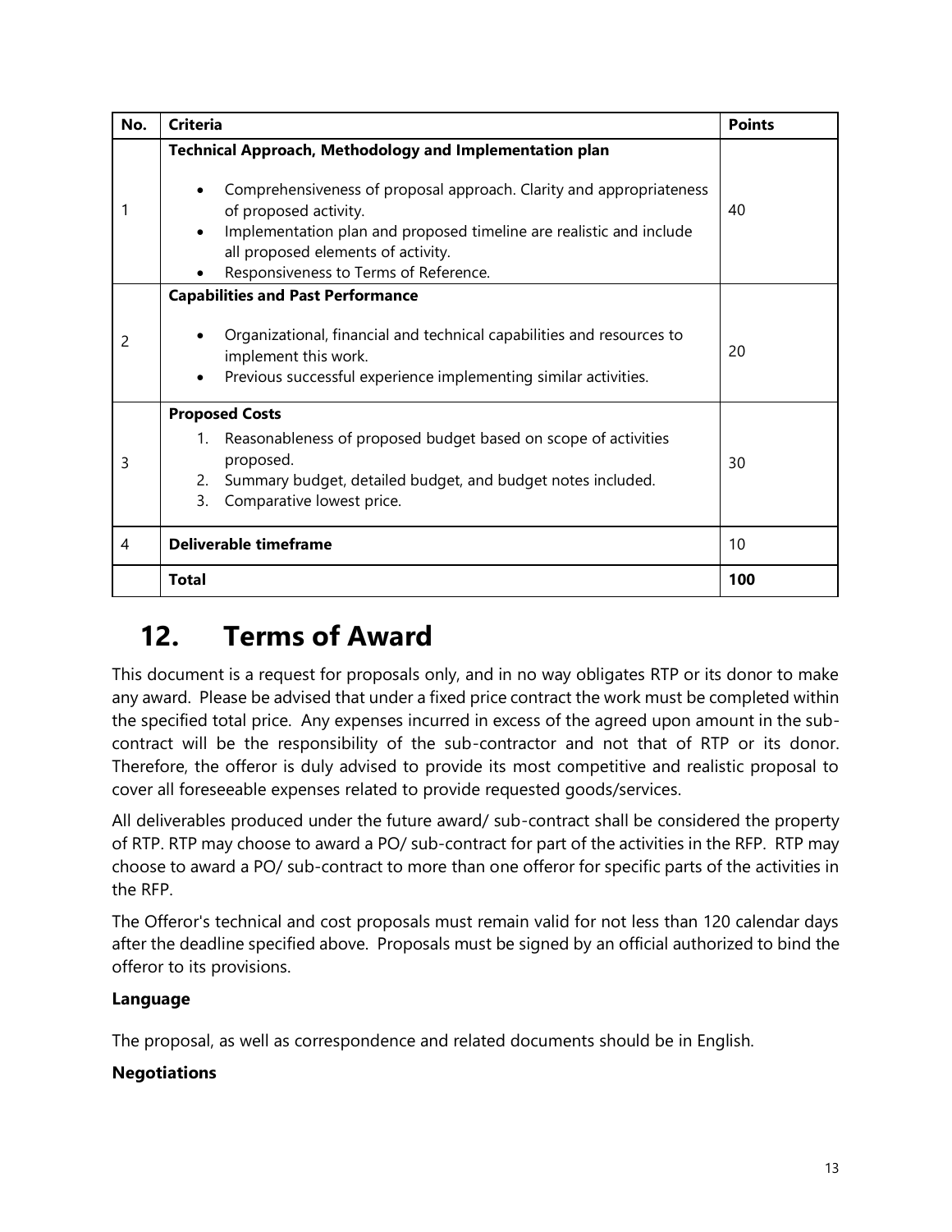| No. | Criteria | Points |
|---|---|---|
| 1 | **Technical Approach, Methodology and Implementation plan**<br><br>• Comprehensiveness of proposal approach. Clarity and appropriateness of proposed activity.<br>• Implementation plan and proposed timeline are realistic and include all proposed elements of activity.<br>• Responsiveness to Terms of Reference. | 40 |
| 2 | **Capabilities and Past Performance**<br><br>• Organizational, financial and technical capabilities and resources to implement this work.<br>• Previous successful experience implementing similar activities. | 20 |
| 3 | **Proposed Costs**<br>1. Reasonableness of proposed budget based on scope of activities proposed.<br>2. Summary budget, detailed budget, and budget notes included.<br>3. Comparative lowest price. | 30 |
| 4 | **Deliverable timeframe** | 10 |
| | **Total** | **100** |

# 12. Terms of Award

This document is a request for proposals only, and in no way obligates RTP or its donor to make any award. Please be advised that under a fixed price contract the work must be completed within the specified total price. Any expenses incurred in excess of the agreed upon amount in the sub-contract will be the responsibility of the sub-contractor and not that of RTP or its donor. Therefore, the offeror is duly advised to provide its most competitive and realistic proposal to cover all foreseeable expenses related to provide requested goods/services.

All deliverables produced under the future award/ sub-contract shall be considered the property of RTP. RTP may choose to award a PO/ sub-contract for part of the activities in the RFP. RTP may choose to award a PO/ sub-contract to more than one offeror for specific parts of the activities in the RFP.

The Offeror's technical and cost proposals must remain valid for not less than 120 calendar days after the deadline specified above. Proposals must be signed by an official authorized to bind the offeror to its provisions.

**Language**

The proposal, as well as correspondence and related documents should be in English.

**Negotiations**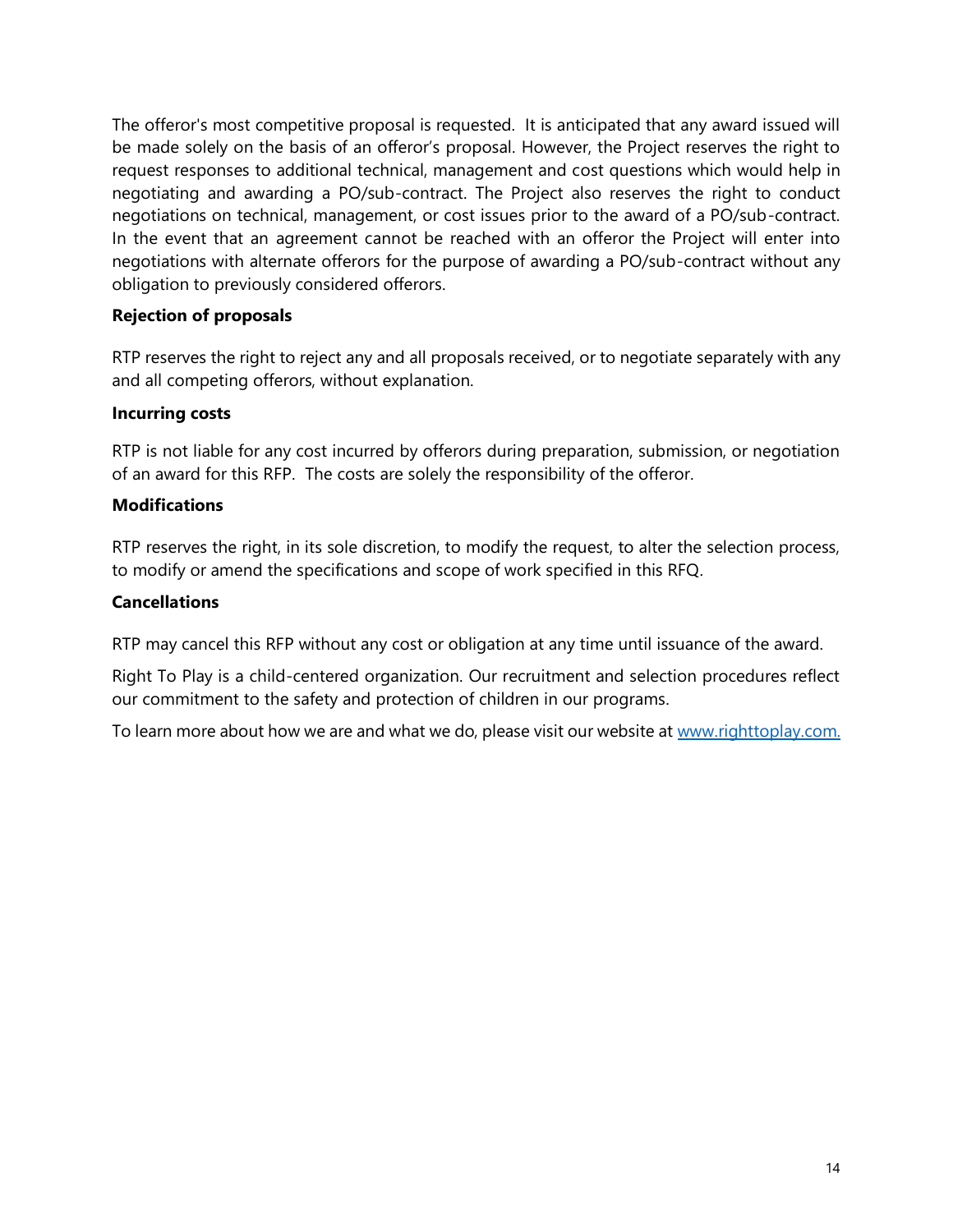The offeror's most competitive proposal is requested. It is anticipated that any award issued will be made solely on the basis of an offeror's proposal. However, the Project reserves the right to request responses to additional technical, management and cost questions which would help in negotiating and awarding a PO/sub-contract. The Project also reserves the right to conduct negotiations on technical, management, or cost issues prior to the award of a PO/sub-contract. In the event that an agreement cannot be reached with an offeror the Project will enter into negotiations with alternate offerors for the purpose of awarding a PO/sub-contract without any obligation to previously considered offerors.

**Rejection of proposals**

RTP reserves the right to reject any and all proposals received, or to negotiate separately with any and all competing offerors, without explanation.

**Incurring costs**

RTP is not liable for any cost incurred by offerors during preparation, submission, or negotiation of an award for this RFP. The costs are solely the responsibility of the offeror.

**Modifications**

RTP reserves the right, in its sole discretion, to modify the request, to alter the selection process, to modify or amend the specifications and scope of work specified in this RFQ.

**Cancellations**

RTP may cancel this RFP without any cost or obligation at any time until issuance of the award.

Right To Play is a child-centered organization. Our recruitment and selection procedures reflect our commitment to the safety and protection of children in our programs.

To learn more about how we are and what we do, please visit our website at [www.righttoplay.com.](http://www.righttoplay.com)